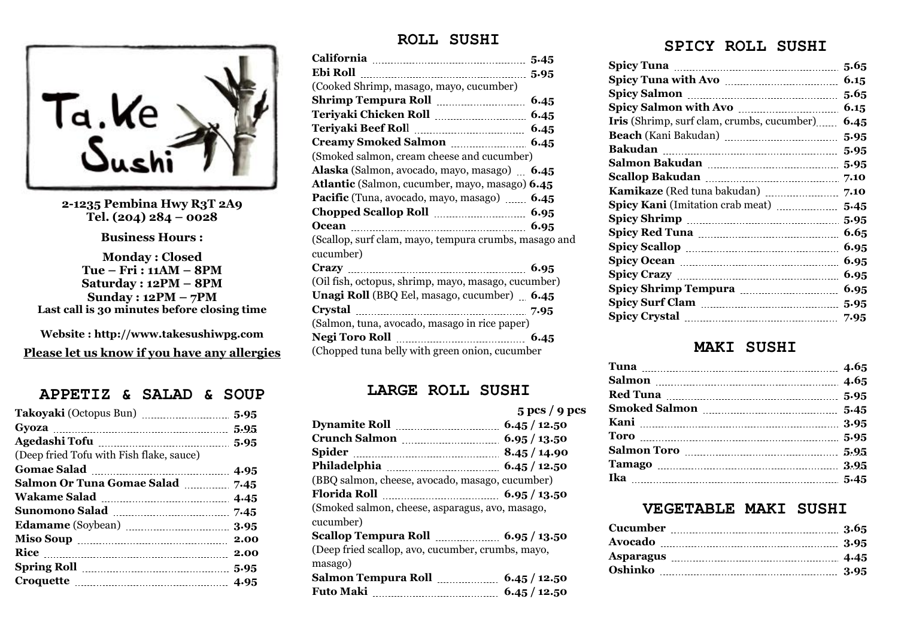# Ta.Ke Sushi

**2-1235 Pembina Hwy R3T 2A9**
**Tel. (204) 284 – 0028**

**Business Hours :**

**Monday : Closed**
**Tue – Fri : 11AM – 8PM**
**Saturday : 12PM – 8PM**
**Sunday : 12PM – 7PM**
**Last call is 30 minutes before closing time**

**Website : http://www.takesushiwpg.com**

**Please let us know if you have any allergies**

## APPETIZ & SALAD & SOUP

| Item | Price |
|---|---|
| **Takoyaki** (Octopus Bun) | 5.95 |
| **Gyoza** | 5.95 |
| **Agedashi Tofu** (Deep fried Tofu with Fish flake, sauce) | 5.95 |
| **Gomae Salad** | 4.95 |
| **Salmon Or Tuna Gomae Salad** | 7.45 |
| **Wakame Salad** | 4.45 |
| **Sunomono Salad** | 7.45 |
| **Edamame** (Soybean) | 3.95 |
| **Miso Soup** | 2.00 |
| **Rice** | 2.00 |
| **Spring Roll** | 5.95 |
| **Croquette** | 4.95 |

## ROLL SUSHI

| Item | Price |
|---|---|
| **California** | 5.45 |
| **Ebi Roll** (Cooked Shrimp, masago, mayo, cucumber) | 5.95 |
| **Shrimp Tempura Roll** | 6.45 |
| **Teriyaki Chicken Roll** | 6.45 |
| **Teriyaki Beef Roll** | 6.45 |
| **Creamy Smoked Salmon** (Smoked salmon, cream cheese and cucumber) | 6.45 |
| **Alaska** (Salmon, avocado, mayo, masago) | 6.45 |
| **Atlantic** (Salmon, cucumber, mayo, masago) | 6.45 |
| **Pacific** (Tuna, avocado, mayo, masago) | 6.45 |
| **Chopped Scallop Roll** | 6.95 |
| **Ocean** (Scallop, surf clam, mayo, tempura crumbs, masago and cucumber) | 6.95 |
| **Crazy** (Oil fish, octopus, shrimp, mayo, masago, cucumber) | 6.95 |
| **Unagi Roll** (BBQ Eel, masago, cucumber) | 6.45 |
| **Crystal** (Salmon, tuna, avocado, masago in rice paper) | 7.95 |
| **Negi Toro Roll** (Chopped tuna belly with green onion, cucumber | 6.45 |

## LARGE ROLL SUSHI

| Item | 5 pcs / 9 pcs |
|---|---|
| **Dynamite Roll** | 6.45 / 12.50 |
| **Crunch Salmon** | 6.95 / 13.50 |
| **Spider** | 8.45 / 14.90 |
| **Philadelphia** (BBQ salmon, cheese, avocado, masago, cucumber) | 6.45 / 12.50 |
| **Florida Roll** (Smoked salmon, cheese, asparagus, avo, masago, cucumber) | 6.95 / 13.50 |
| **Scallop Tempura Roll** (Deep fried scallop, avo, cucumber, crumbs, mayo, masago) | 6.95 / 13.50 |
| **Salmon Tempura Roll** | 6.45 / 12.50 |
| **Futo Maki** | 6.45 / 12.50 |

## SPICY ROLL SUSHI

| Item | Price |
|---|---|
| **Spicy Tuna** | 5.65 |
| **Spicy Tuna with Avo** | 6.15 |
| **Spicy Salmon** | 5.65 |
| **Spicy Salmon with Avo** | 6.15 |
| **Iris** (Shrimp, surf clam, crumbs, cucumber) | 6.45 |
| **Beach** (Kani Bakudan) | 5.95 |
| **Bakudan** | 5.95 |
| **Salmon Bakudan** | 5.95 |
| **Scallop Bakudan** | 7.10 |
| **Kamikaze** (Red tuna bakudan) | 7.10 |
| **Spicy Kani** (Imitation crab meat) | 5.45 |
| **Spicy Shrimp** | 5.95 |
| **Spicy Red Tuna** | 6.65 |
| **Spicy Scallop** | 6.95 |
| **Spicy Ocean** | 6.95 |
| **Spicy Crazy** | 6.95 |
| **Spicy Shrimp Tempura** | 6.95 |
| **Spicy Surf Clam** | 5.95 |
| **Spicy Crystal** | 7.95 |

## MAKI SUSHI

| Item | Price |
|---|---|
| **Tuna** | 4.65 |
| **Salmon** | 4.65 |
| **Red Tuna** | 5.95 |
| **Smoked Salmon** | 5.45 |
| **Kani** | 3.95 |
| **Toro** | 5.95 |
| **Salmon Toro** | 5.95 |
| **Tamago** | 3.95 |
| **Ika** | 5.45 |

## VEGETABLE MAKI SUSHI

| Item | Price |
|---|---|
| **Cucumber** | 3.65 |
| **Avocado** | 3.95 |
| **Asparagus** | 4.45 |
| **Oshinko** | 3.95 |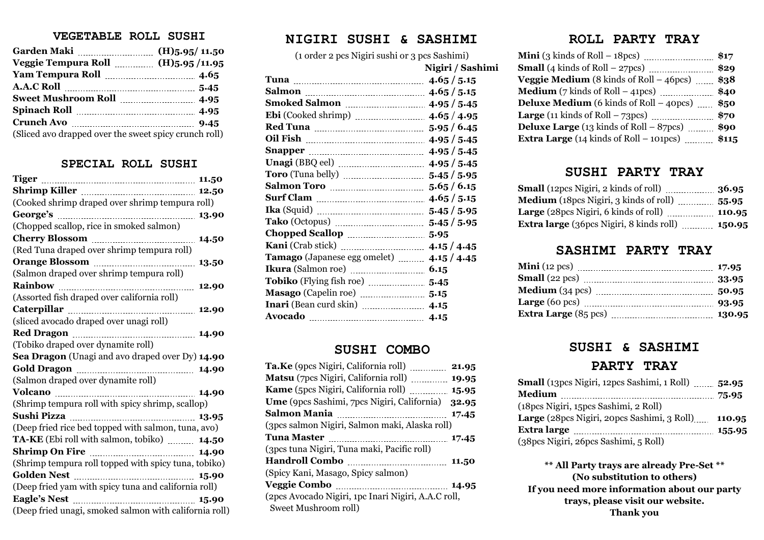## VEGETABLE ROLL SUSHI

| | |
|---|---|
| **Garden Maki** | (H)5.95/ 11.50 |
| **Veggie Tempura Roll** | (H)5.95 /11.95 |
| **Yam Tempura Roll** | 4.65 |
| **A.A.C Roll** | 5.45 |
| **Sweet Mushroom Roll** | 4.95 |
| **Spinach Roll** | 4.95 |
| **Crunch Avo** | 9.45 |

(Sliced avo drapped over the sweet spicy crunch roll)

## SPECIAL ROLL SUSHI

| | |
|---|---|
| **Tiger** | 11.50 |
| **Shrimp Killer** (Cooked shrimp draped over shrimp tempura roll) | 12.50 |
| **George's** (Chopped scallop, rice in smoked salmon) | 13.90 |
| **Cherry Blossom** (Red Tuna draped over shrimp tempura roll) | 14.50 |
| **Orange Blossom** (Salmon draped over shrimp tempura roll) | 13.50 |
| **Rainbow** (Assorted fish draped over california roll) | 12.90 |
| **Caterpillar** (sliced avocado draped over unagi roll) | 12.90 |
| **Red Dragon** (Tobiko draped over dynamite roll) | 14.90 |
| **Sea Dragon** (Unagi and avo draped over Dy) | 14.90 |
| **Gold Dragon** (Salmon draped over dynamite roll) | 14.90 |
| **Volcano** (Shrimp tempura roll with spicy shrimp, scallop) | 14.90 |
| **Sushi Pizza** (Deep fried rice bed topped with salmon, tuna, avo) | 13.95 |
| **TA-KE** (Ebi roll with salmon, tobiko) | 14.50 |
| **Shrimp On Fire** (Shrimp tempura roll topped with spicy tuna, tobiko) | 14.90 |
| **Golden Nest** (Deep fried yam with spicy tuna and california roll) | 15.90 |
| **Eagle's Nest** (Deep fried unagi, smoked salmon with california roll) | 15.90 |

## NIGIRI SUSHI & SASHIMI

(1 order 2 pcs Nigiri sushi or 3 pcs Sashimi)

| | Nigiri / Sashimi |
|---|---|
| **Tuna** | 4.65 / 5.15 |
| **Salmon** | 4.65 / 5.15 |
| **Smoked Salmon** | 4.95 / 5.45 |
| **Ebi** (Cooked shrimp) | 4.65 / 4.95 |
| **Red Tuna** | 5.95 / 6.45 |
| **Oil Fish** | 4.95 / 5.45 |
| **Snapper** | 4.95 / 5.45 |
| **Unagi** (BBQ eel) | 4.95 / 5.45 |
| **Toro** (Tuna belly) | 5.45 / 5.95 |
| **Salmon Toro** | 5.65 / 6.15 |
| **Surf Clam** | 4.65 / 5.15 |
| **Ika** (Squid) | 5.45 / 5.95 |
| **Tako** (Octopus) | 5.45 / 5.95 |
| **Chopped Scallop** | 5.95 |
| **Kani** (Crab stick) | 4.15 / 4.45 |
| **Tamago** (Japanese egg omelet) | 4.15 / 4.45 |
| **Ikura** (Salmon roe) | 6.15 |
| **Tobiko** (Flying fish roe) | 5.45 |
| **Masago** (Capelin roe) | 5.15 |
| **Inari** (Bean curd skin) | 4.15 |
| **Avocado** | 4.15 |

## SUSHI COMBO

| | |
|---|---|
| **Ta.Ke** (9pcs Nigiri, California roll) | 21.95 |
| **Matsu** (7pcs Nigiri, California roll) | 19.95 |
| **Kame** (5pcs Nigiri, California roll) | 15.95 |
| **Ume** (9pcs Sashimi, 7pcs Nigiri, California) | 32.95 |
| **Salmon Mania** (3pcs salmon Nigiri, Salmon maki, Alaska roll) | 17.45 |
| **Tuna Master** (3pcs tuna Nigiri, Tuna maki, Pacific roll) | 17.45 |
| **Handroll Combo** (Spicy Kani, Masago, Spicy salmon) | 11.50 |
| **Veggie Combo** (2pcs Avocado Nigiri, 1pc Inari Nigiri, A.A.C roll, Sweet Mushroom roll) | 14.95 |

## ROLL PARTY TRAY

| | |
|---|---|
| **Mini** (3 kinds of Roll – 18pcs) | $17 |
| **Small** (4 kinds of Roll – 27pcs) | $29 |
| **Veggie Medium** (8 kinds of Roll – 46pcs) | $38 |
| **Medium** (7 kinds of Roll – 41pcs) | $40 |
| **Deluxe Medium** (6 kinds of Roll – 40pcs) | $50 |
| **Large** (11 kinds of Roll – 73pcs) | $70 |
| **Deluxe Large** (13 kinds of Roll – 87pcs) | $90 |
| **Extra Large** (14 kinds of Roll – 101pcs) | $115 |

## SUSHI PARTY TRAY

| | |
|---|---|
| **Small** (12pcs Nigiri, 2 kinds of roll) | 36.95 |
| **Medium** (18pcs Nigiri, 3 kinds of roll) | 55.95 |
| **Large** (28pcs Nigiri, 6 kinds of roll) | 110.95 |
| **Extra large** (36pcs Nigiri, 8 kinds roll) | 150.95 |

## SASHIMI PARTY TRAY

| | |
|---|---|
| **Mini** (12 pcs) | 17.95 |
| **Small** (22 pcs) | 33.95 |
| **Medium** (34 pcs) | 50.95 |
| **Large** (60 pcs) | 93.95 |
| **Extra Large** (85 pcs) | 130.95 |

## SUSHI & SASHIMI PARTY TRAY

| | |
|---|---|
| **Small** (13pcs Nigiri, 12pcs Sashimi, 1 Roll) | 52.95 |
| **Medium** (18pcs Nigiri, 15pcs Sashimi, 2 Roll) | 75.95 |
| **Large** (28pcs Nigiri, 20pcs Sashimi, 3 Roll) | 110.95 |
| **Extra large** (38pcs Nigiri, 26pcs Sashimi, 5 Roll) | 155.95 |

**\*\* All Party trays are already Pre-Set \*\***
**(No substitution to others)**
**If you need more information about our party trays, please visit our website.**
**Thank you**